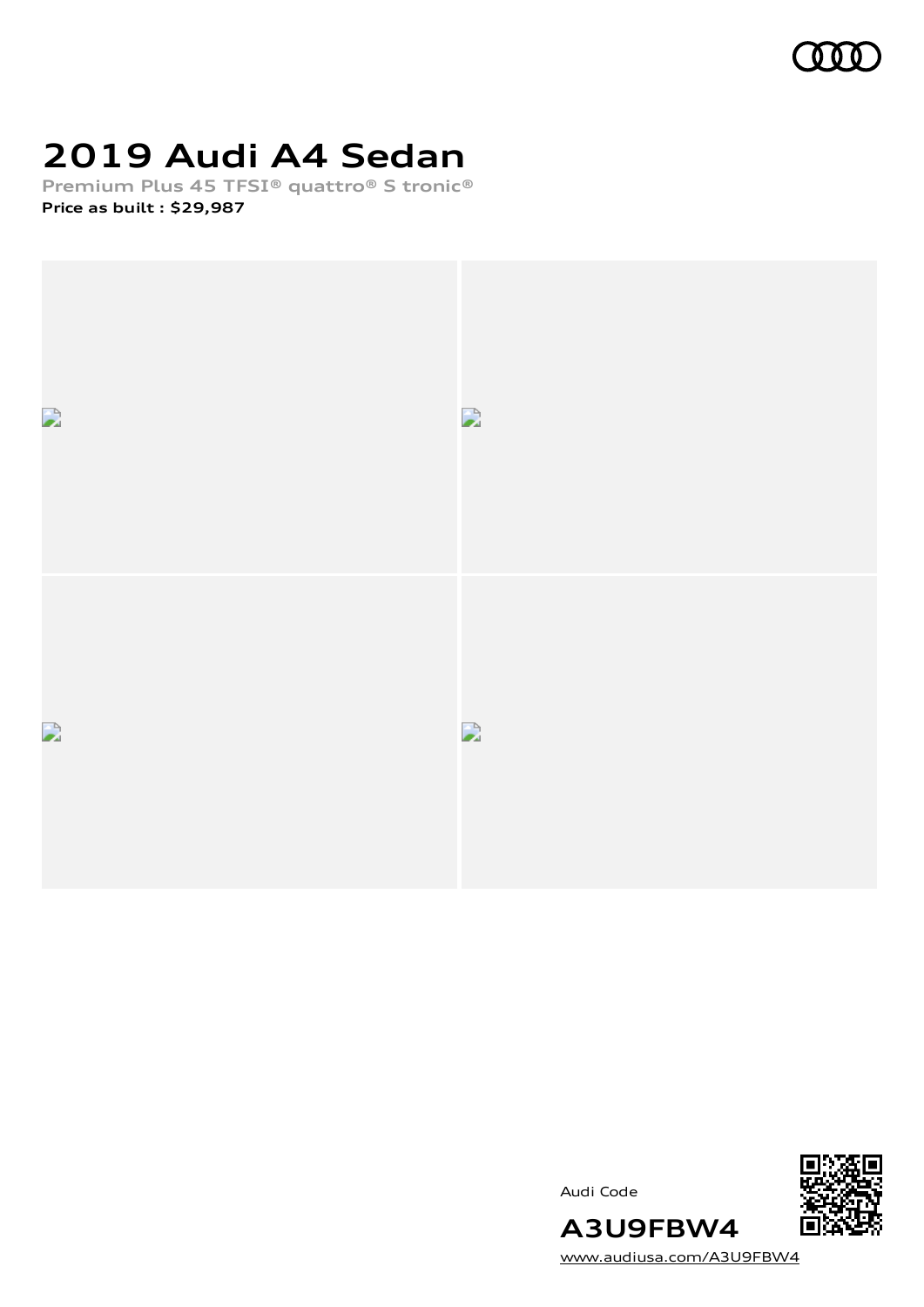# 2019 Audi A4 Sedan

**Premium Plus 45 TFSI® quattro® S tronic®**

**Price as built : $29,987**

Audi Code

**A3U9FBW4**

www.audiusa.com/A3U9FBW4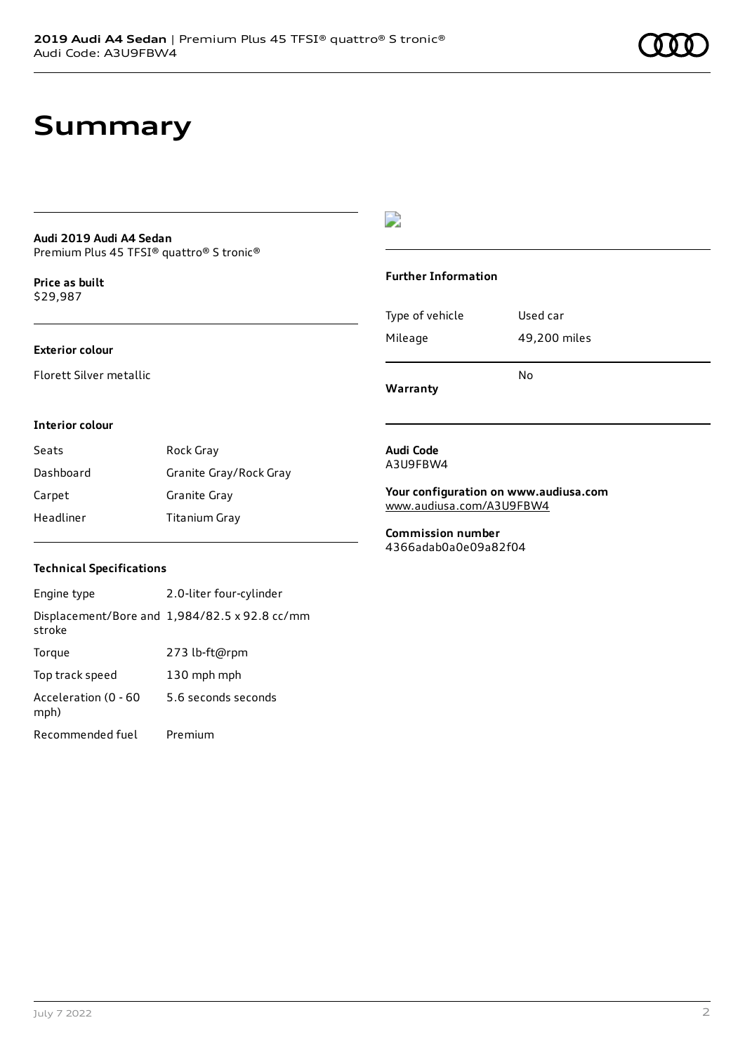# Summary

**Audi 2019 Audi A4 Sedan**
Premium Plus 45 TFSI® quattro® S tronic®

**Price as built**
$29,987

**Exterior colour**

Florett Silver metallic

**Interior colour**

| | |
|---|---|
| Seats | Rock Gray |
| Dashboard | Granite Gray/Rock Gray |
| Carpet | Granite Gray |
| Headliner | Titanium Gray |

**Technical Specifications**

| | |
|---|---|
| Engine type | 2.0-liter four-cylinder |
| Displacement/Bore and stroke | 1,984/82.5 x 92.8 cc/mm |
| Torque | 273 lb-ft@rpm |
| Top track speed | 130 mph mph |
| Acceleration (0 - 60 mph) | 5.6 seconds seconds |
| Recommended fuel | Premium |

**Further Information**

| | |
|---|---|
| Type of vehicle | Used car |
| Mileage | 49,200 miles |
| **Warranty** | No |

**Audi Code**
A3U9FBW4

**Your configuration on www.audiusa.com**
www.audiusa.com/A3U9FBW4

**Commission number**
4366adab0a0e09a82f04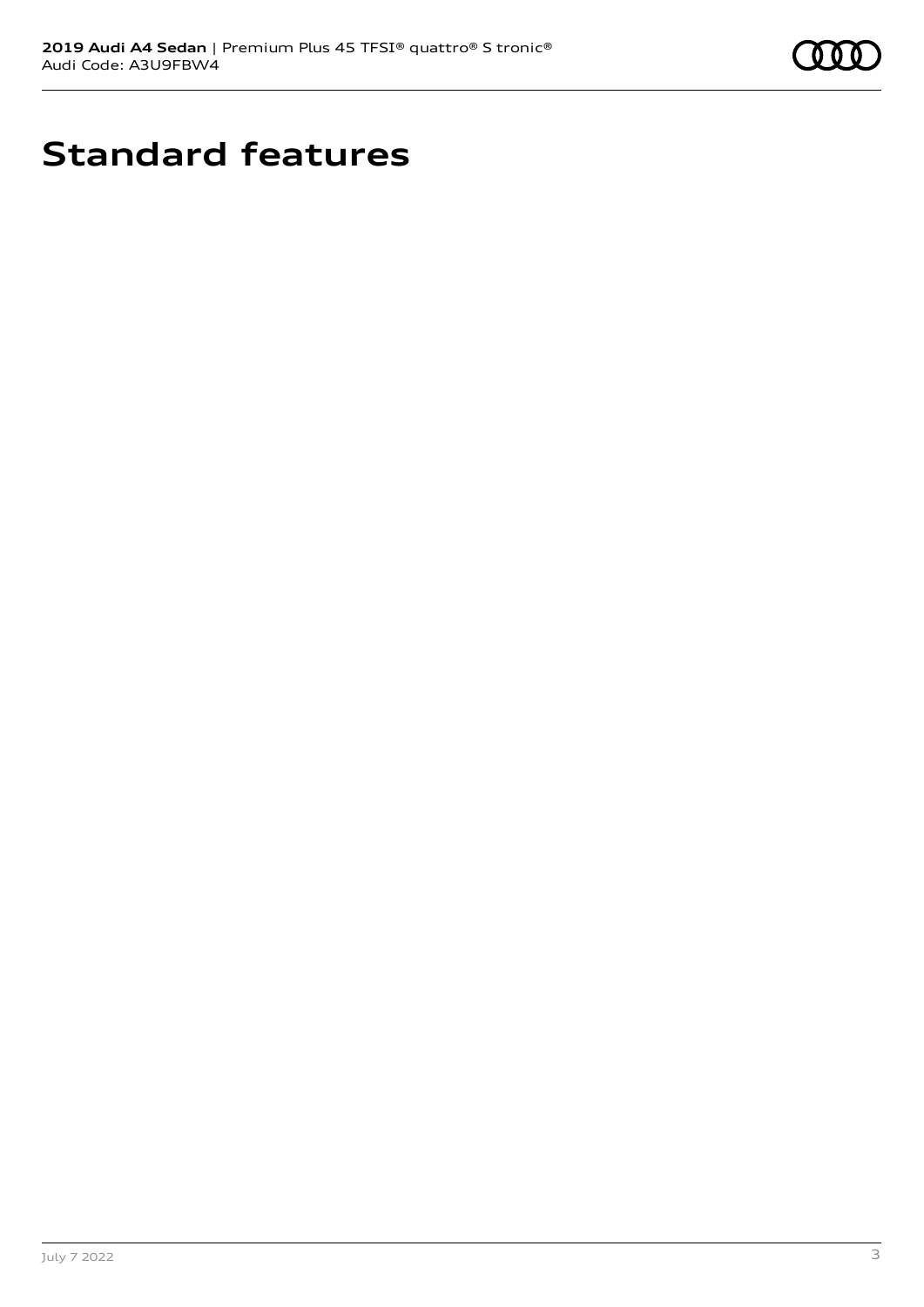# Standard features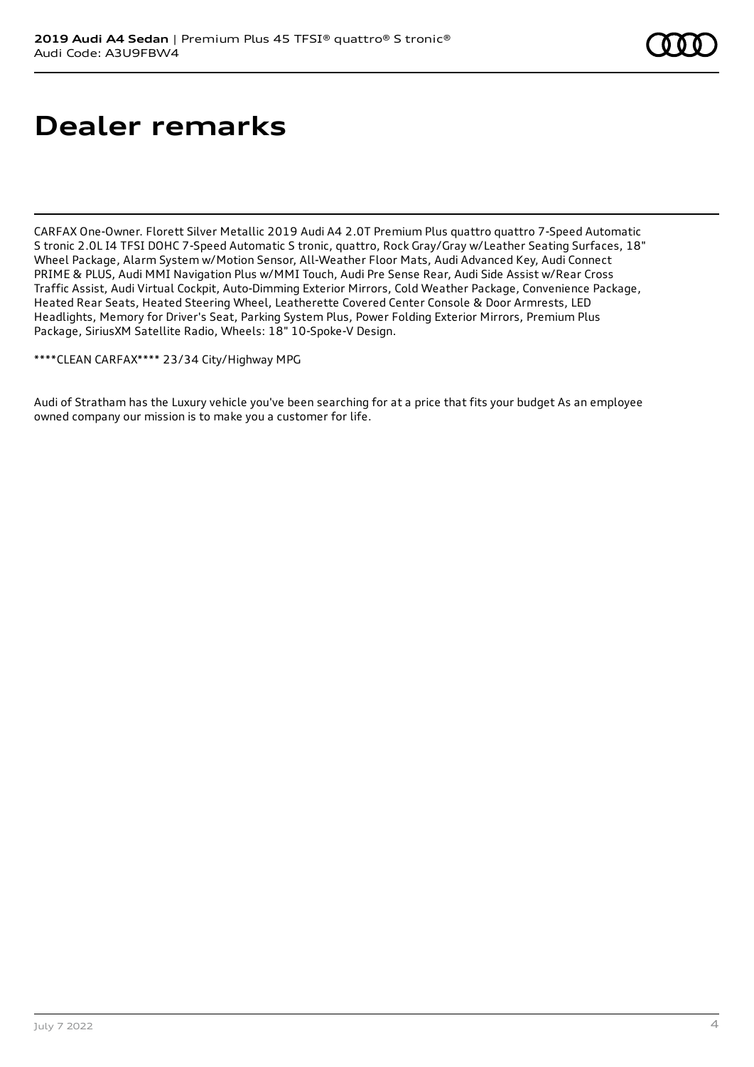# Dealer remarks

CARFAX One-Owner. Florett Silver Metallic 2019 Audi A4 2.0T Premium Plus quattro quattro 7-Speed Automatic S tronic 2.0L I4 TFSI DOHC 7-Speed Automatic S tronic, quattro, Rock Gray/Gray w/Leather Seating Surfaces, 18" Wheel Package, Alarm System w/Motion Sensor, All-Weather Floor Mats, Audi Advanced Key, Audi Connect PRIME & PLUS, Audi MMI Navigation Plus w/MMI Touch, Audi Pre Sense Rear, Audi Side Assist w/Rear Cross Traffic Assist, Audi Virtual Cockpit, Auto-Dimming Exterior Mirrors, Cold Weather Package, Convenience Package, Heated Rear Seats, Heated Steering Wheel, Leatherette Covered Center Console & Door Armrests, LED Headlights, Memory for Driver's Seat, Parking System Plus, Power Folding Exterior Mirrors, Premium Plus Package, SiriusXM Satellite Radio, Wheels: 18" 10-Spoke-V Design.

****CLEAN CARFAX**** 23/34 City/Highway MPG

Audi of Stratham has the Luxury vehicle you've been searching for at a price that fits your budget As an employee owned company our mission is to make you a customer for life.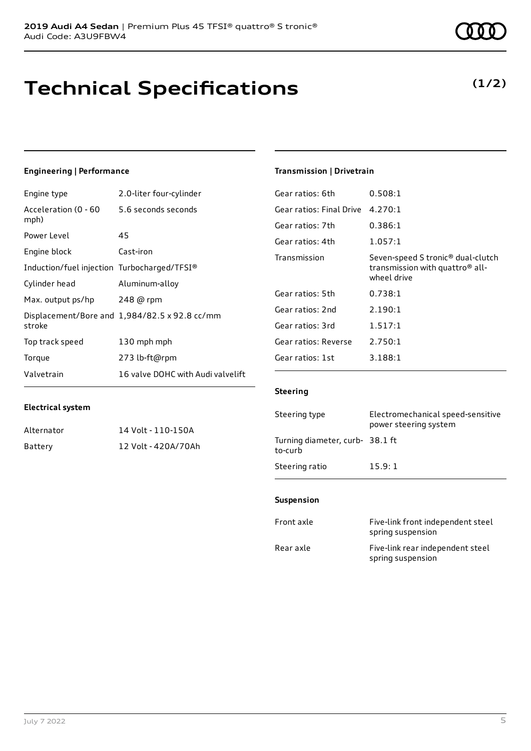**2019 Audi A4 Sedan** | Premium Plus 45 TFSI® quattro® S tronic®
Audi Code: A3U9FBW4

# Technical Specifications

**(1/2)**

### Engineering | Performance

| | |
|---|---|
| Engine type | 2.0-liter four-cylinder |
| Acceleration (0 - 60 mph) | 5.6 seconds seconds |
| Power Level | 45 |
| Engine block | Cast-iron |
| Induction/fuel injection | Turbocharged/TFSI® |
| Cylinder head | Aluminum-alloy |
| Max. output ps/hp | 248 @ rpm |
| Displacement/Bore and stroke | 1,984/82.5 x 92.8 cc/mm |
| Top track speed | 130 mph mph |
| Torque | 273 lb-ft@rpm |
| Valvetrain | 16 valve DOHC with Audi valvelift |

### Electrical system

| | |
|---|---|
| Alternator | 14 Volt - 110-150A |
| Battery | 12 Volt - 420A/70Ah |

### Transmission | Drivetrain

| | |
|---|---|
| Gear ratios: 6th | 0.508:1 |
| Gear ratios: Final Drive | 4.270:1 |
| Gear ratios: 7th | 0.386:1 |
| Gear ratios: 4th | 1.057:1 |
| Transmission | Seven-speed S tronic® dual-clutch transmission with quattro® all-wheel drive |
| Gear ratios: 5th | 0.738:1 |
| Gear ratios: 2nd | 2.190:1 |
| Gear ratios: 3rd | 1.517:1 |
| Gear ratios: Reverse | 2.750:1 |
| Gear ratios: 1st | 3.188:1 |

### Steering

| | |
|---|---|
| Steering type | Electromechanical speed-sensitive power steering system |
| Turning diameter, curb-to-curb | 38.1 ft |
| Steering ratio | 15.9: 1 |

### Suspension

| | |
|---|---|
| Front axle | Five-link front independent steel spring suspension |
| Rear axle | Five-link rear independent steel spring suspension |

July 7 2022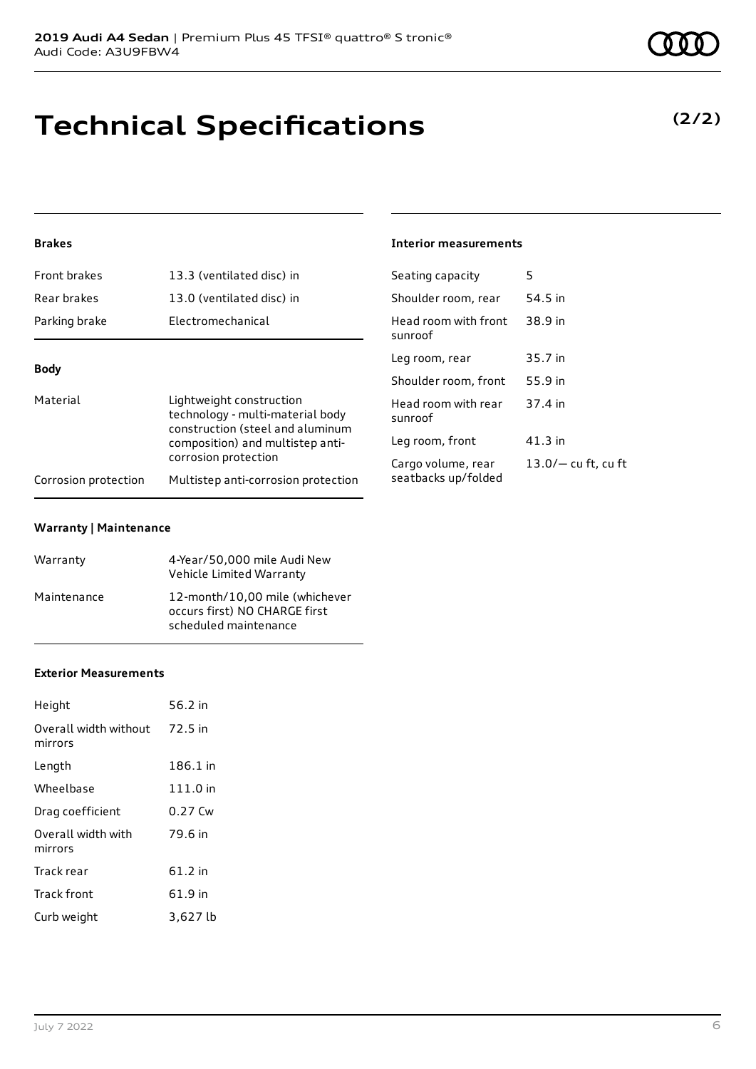# Technical Specifications

**(2/2)**

### Brakes

| | |
|---|---|
| Front brakes | 13.3 (ventilated disc) in |
| Rear brakes | 13.0 (ventilated disc) in |
| Parking brake | Electromechanical |

### Body

| | |
|---|---|
| Material | Lightweight construction technology - multi-material body construction (steel and aluminum composition) and multistep anti-corrosion protection |
| Corrosion protection | Multistep anti-corrosion protection |

### Warranty | Maintenance

| | |
|---|---|
| Warranty | 4-Year/50,000 mile Audi New Vehicle Limited Warranty |
| Maintenance | 12-month/10,00 mile (whichever occurs first) NO CHARGE first scheduled maintenance |

### Exterior Measurements

| | |
|---|---|
| Height | 56.2 in |
| Overall width without mirrors | 72.5 in |
| Length | 186.1 in |
| Wheelbase | 111.0 in |
| Drag coefficient | 0.27 Cw |
| Overall width with mirrors | 79.6 in |
| Track rear | 61.2 in |
| Track front | 61.9 in |
| Curb weight | 3,627 lb |

### Interior measurements

| | |
|---|---|
| Seating capacity | 5 |
| Shoulder room, rear | 54.5 in |
| Head room with front sunroof | 38.9 in |
| Leg room, rear | 35.7 in |
| Shoulder room, front | 55.9 in |
| Head room with rear sunroof | 37.4 in |
| Leg room, front | 41.3 in |
| Cargo volume, rear seatbacks up/folded | 13.0/— cu ft, cu ft |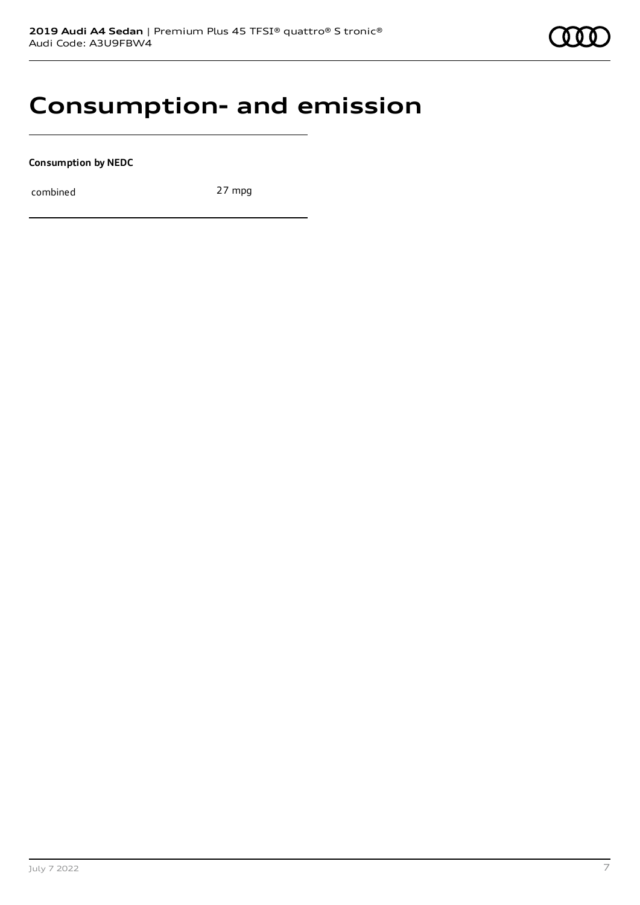# Consumption- and emission

**Consumption by NEDC**

| combined | 27 mpg |
|---|---|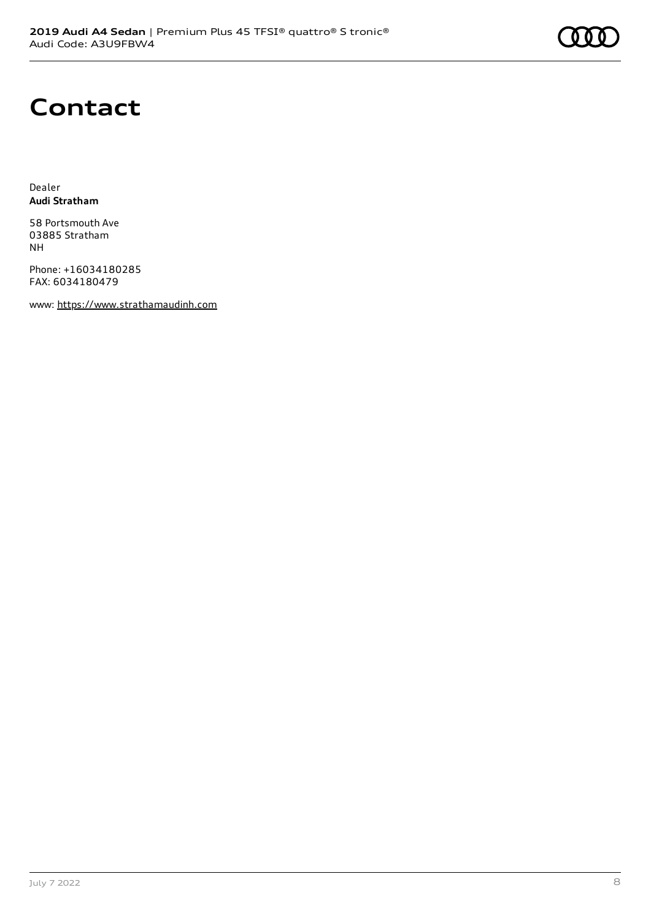# Contact

Dealer
**Audi Stratham**

58 Portsmouth Ave
03885 Stratham
NH

Phone: +16034180285
FAX: 6034180479

www: https://www.strathamaudinh.com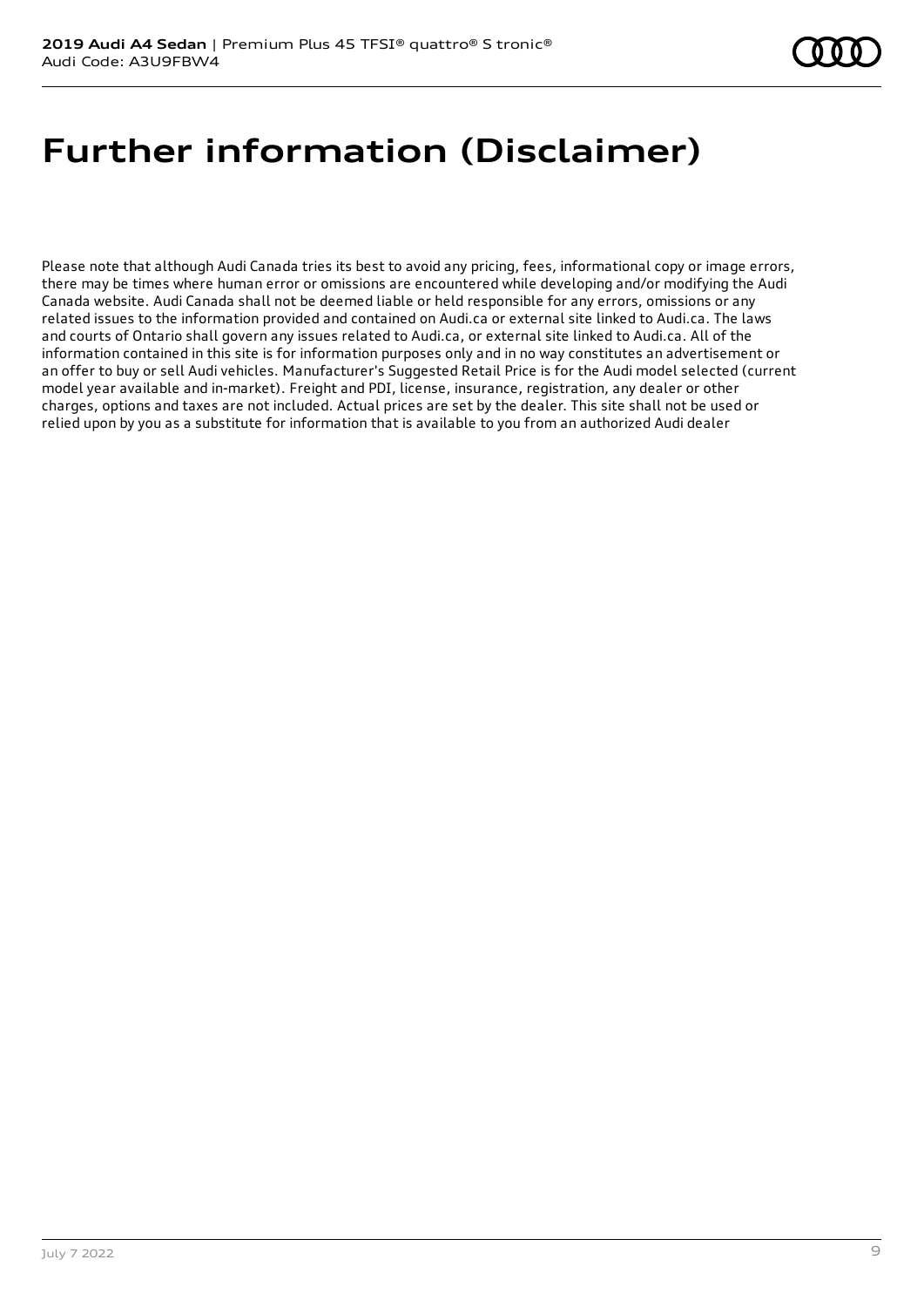# Further information (Disclaimer)

Please note that although Audi Canada tries its best to avoid any pricing, fees, informational copy or image errors, there may be times where human error or omissions are encountered while developing and/or modifying the Audi Canada website. Audi Canada shall not be deemed liable or held responsible for any errors, omissions or any related issues to the information provided and contained on Audi.ca or external site linked to Audi.ca. The laws and courts of Ontario shall govern any issues related to Audi.ca, or external site linked to Audi.ca. All of the information contained in this site is for information purposes only and in no way constitutes an advertisement or an offer to buy or sell Audi vehicles. Manufacturer's Suggested Retail Price is for the Audi model selected (current model year available and in-market). Freight and PDI, license, insurance, registration, any dealer or other charges, options and taxes are not included. Actual prices are set by the dealer. This site shall not be used or relied upon by you as a substitute for information that is available to you from an authorized Audi dealer